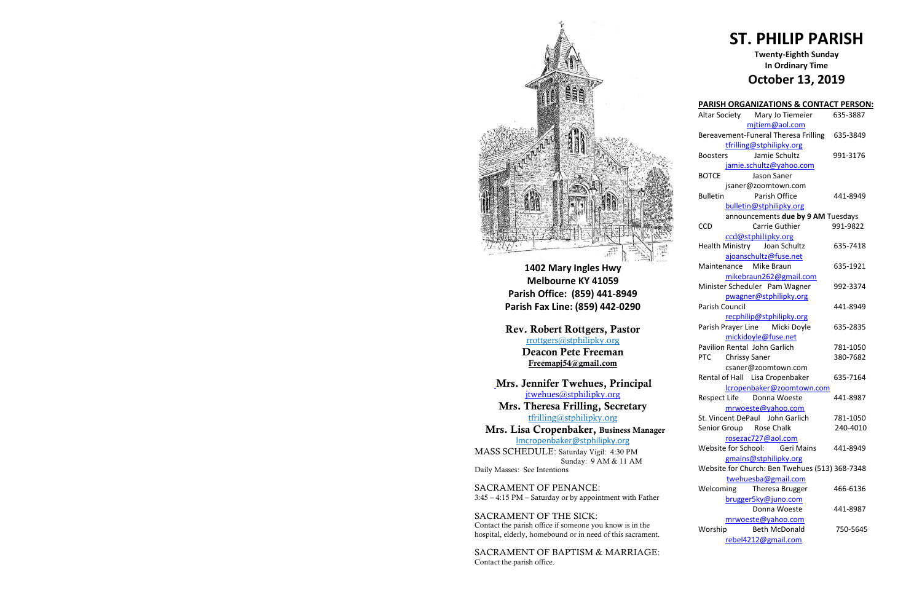**1402 Mary Ingles Hwy**
**Melbourne KY 41059**
**Parish Office: (859) 441-8949**
**Parish Fax Line: (859) 442-0290**

**Rev. Robert Rottgers, Pastor**
rrottgers@stphilipky.org
**Deacon Pete Freeman**
**Freemapj54@gmail.com**

**Mrs. Jennifer Twehues, Principal**
jtwehues@stphilipky.org
**Mrs. Theresa Frilling, Secretary**
tfrilling@stphilipky.org
**Mrs. Lisa Cropenbaker, Business Manager**
lmcropenbaker@stphilipky.org

MASS SCHEDULE: Saturday Vigil: 4:30 PM
Sunday: 9 AM & 11 AM
Daily Masses: See Intentions

SACRAMENT OF PENANCE:
3:45 – 4:15 PM – Saturday or by appointment with Father

SACRAMENT OF THE SICK:
Contact the parish office if someone you know is in the hospital, elderly, homebound or in need of this sacrament.

SACRAMENT OF BAPTISM & MARRIAGE:
Contact the parish office.

# ST. PHILIP PARISH

**Twenty-Eighth Sunday**
**In Ordinary Time**
## October 13, 2019

**PARISH ORGANIZATIONS & CONTACT PERSON:**

| Organization | Contact | Phone |
|---|---|---|
| Altar Society | Mary Jo Tiemeier<br>mjtiem@aol.com | 635-3887 |
| Bereavement-Funeral | Theresa Frilling<br>tfrilling@stphilipky.org | 635-3849 |
| Boosters | Jamie Schultz<br>jamie.schultz@yahoo.com | 991-3176 |
| BOTCE | Jason Saner<br>jsaner@zoomtown.com | |
| Bulletin | Parish Office<br>bulletin@stphilipky.org<br>announcements **due by 9 AM** Tuesdays | 441-8949 |
| CCD | Carrie Guthier<br>ccd@stphilipky.org | 991-9822 |
| Health Ministry | Joan Schultz<br>ajoanschultz@fuse.net | 635-7418 |
| Maintenance | Mike Braun<br>mikebraun262@gmail.com | 635-1921 |
| Minister Scheduler | Pam Wagner<br>pwagner@stphilipky.org | 992-3374 |
| Parish Council | recphilip@stphilipky.org | 441-8949 |
| Parish Prayer Line | Micki Doyle<br>mickidoyle@fuse.net | 635-2835 |
| Pavilion Rental | John Garlich | 781-1050 |
| PTC | Chrissy Saner<br>csaner@zoomtown.com | 380-7682 |
| Rental of Hall | Lisa Cropenbaker<br>lcropenbaker@zoomtown.com | 635-7164 |
| Respect Life | Donna Woeste<br>mrwoeste@yahoo.com | 441-8987 |
| St. Vincent DePaul | John Garlich | 781-1050 |
| Senior Group | Rose Chalk<br>rosezac727@aol.com | 240-4010 |
| Website for School: | Geri Mains<br>gmains@stphilipky.org | 441-8949 |
| Website for Church: | Ben Twehues<br>twehuesba@gmail.com | (513) 368-7348 |
| Welcoming | Theresa Brugger<br>brugger5ky@juno.com | 466-6136 |
| | Donna Woeste<br>mrwoeste@yahoo.com | 441-8987 |
| Worship | Beth McDonald<br>rebel4212@gmail.com | 750-5645 |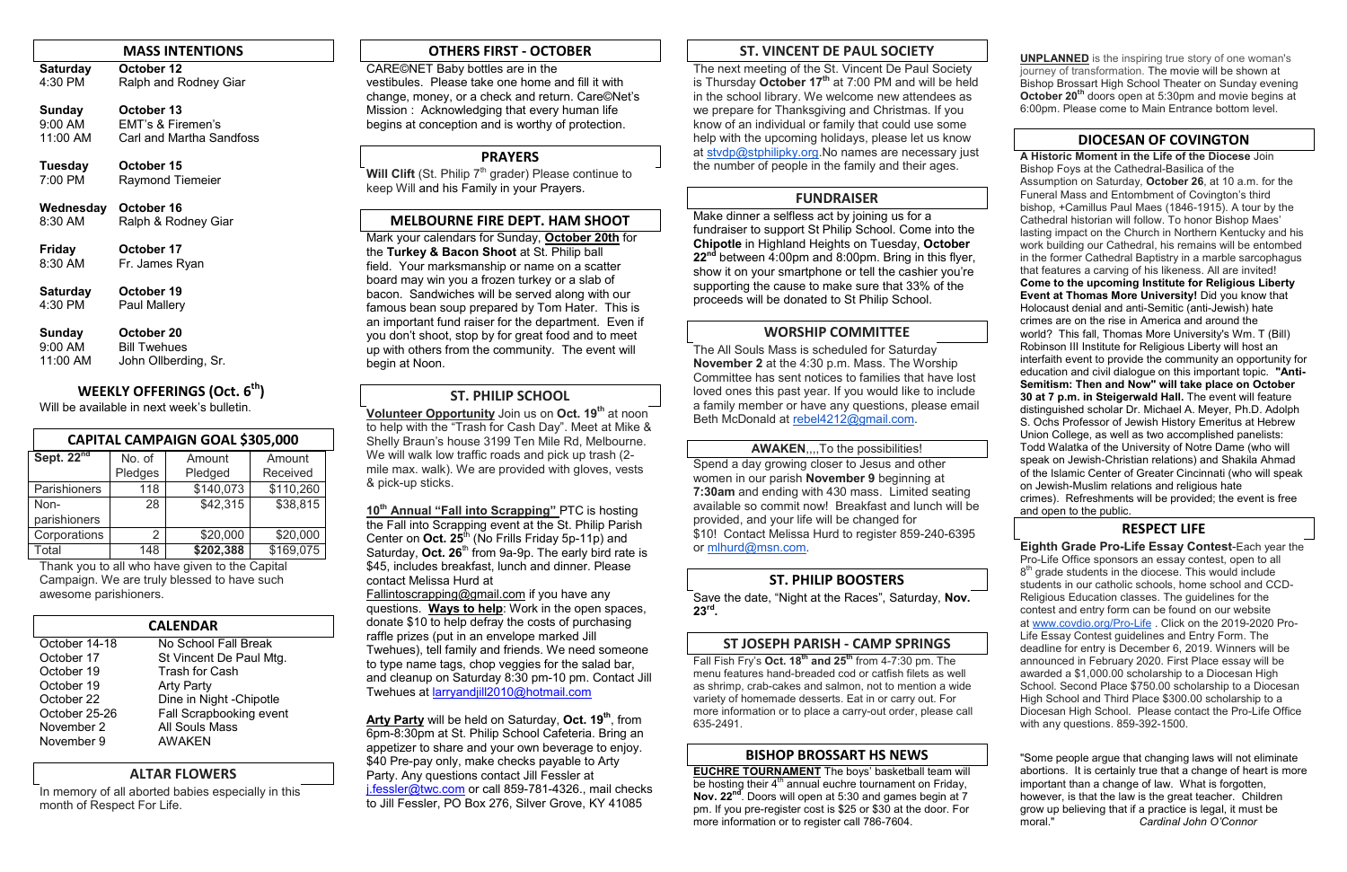## MASS INTENTIONS

**Saturday** 4:30 PM — **October 12** Ralph and Rodney Giar

**Sunday** 9:00 AM — **October 13** EMT's & Firemen's
11:00 AM — Carl and Martha Sandfoss

**Tuesday** 7:00 PM — **October 15** Raymond Tiemeier

**Wednesday** 8:30 AM — **October 16** Ralph & Rodney Giar

**Friday** 8:30 AM — **October 17** Fr. James Ryan

**Saturday** 4:30 PM — **October 19** Paul Mallery

**Sunday** 9:00 AM — **October 20** Bill Twehues
11:00 AM — John Ollberding, Sr.

## WEEKLY OFFERINGS (Oct. 6th)

Will be available in next week's bulletin.

## CAPITAL CAMPAIGN GOAL $305,000

| Sept. 22nd | No. of Pledges | Amount Pledged | Amount Received |
|---|---|---|---|
| Parishioners | 118 | $140,073 | $110,260 |
| Non-parishioners | 28 | $42,315 | $38,815 |
| Corporations | 2 | $20,000 | $20,000 |
| Total | 148 | $202,388 | $169,075 |

Thank you to all who have given to the Capital Campaign. We are truly blessed to have such awesome parishioners.

## CALENDAR

| | |
|---|---|
| October 14-18 | No School Fall Break |
| October 17 | St Vincent De Paul Mtg. |
| October 19 | Trash for Cash |
| October 19 | Arty Party |
| October 22 | Dine in Night -Chipotle |
| October 25-26 | Fall Scrapbooking event |
| November 2 | All Souls Mass |
| November 9 | AWAKEN |

## ALTAR FLOWERS

In memory of all aborted babies especially in this month of Respect For Life.

## OTHERS FIRST - OCTOBER

CARE©NET Baby bottles are in the vestibules. Please take one home and fill it with change, money, or a check and return. Care©Net's Mission : Acknowledging that every human life begins at conception and is worthy of protection.

## PRAYERS

**Will Clift** (St. Philip 7th grader) Please continue to keep Will and his Family in your Prayers.

## MELBOURNE FIRE DEPT. HAM SHOOT

Mark your calendars for Sunday, **October 20th** for the **Turkey & Bacon Shoot** at St. Philip ball field. Your marksmanship or name on a scatter board may win you a frozen turkey or a slab of bacon. Sandwiches will be served along with our famous bean soup prepared by Tom Hater. This is an important fund raiser for the department. Even if you don't shoot, stop by for great food and to meet up with others from the community. The event will begin at Noon.

## ST. PHILIP SCHOOL

**Volunteer Opportunity** Join us on **Oct. 19th** at noon to help with the "Trash for Cash Day". Meet at Mike & Shelly Braun's house 3199 Ten Mile Rd, Melbourne. We will walk low traffic roads and pick up trash (2-mile max. walk). We are provided with gloves, vests & pick-up sticks.

**10th Annual "Fall into Scrapping"** PTC is hosting the Fall into Scrapping event at the St. Philip Parish Center on **Oct. 25th** (No Frills Friday 5p-11p) and Saturday, **Oct. 26th** from 9a-9p. The early bird rate is $45, includes breakfast, lunch and dinner. Please contact Melissa Hurd at Fallintoscrapping@gmail.com if you have any questions. **Ways to help**: Work in the open spaces, donate $10 to help defray the costs of purchasing raffle prizes (put in an envelope marked Jill Twehues), tell family and friends. We need someone to type name tags, chop veggies for the salad bar, and cleanup on Saturday 8:30 pm-10 pm. Contact Jill Twehues at larryandjill2010@hotmail.com

**Arty Party** will be held on Saturday, **Oct. 19th**, from 6pm-8:30pm at St. Philip School Cafeteria. Bring an appetizer to share and your own beverage to enjoy. $40 Pre-pay only, make checks payable to Arty Party. Any questions contact Jill Fessler at j.fessler@twc.com or call 859-781-4326., mail checks to Jill Fessler, PO Box 276, Silver Grove, KY 41085

## ST. VINCENT DE PAUL SOCIETY

The next meeting of the St. Vincent De Paul Society is Thursday **October 17th** at 7:00 PM and will be held in the school library. We welcome new attendees as we prepare for Thanksgiving and Christmas. If you know of an individual or family that could use some help with the upcoming holidays, please let us know at stvdp@stphilipky.org.No names are necessary just the number of people in the family and their ages.

## FUNDRAISER

Make dinner a selfless act by joining us for a fundraiser to support St Philip School. Come into the **Chipotle** in Highland Heights on Tuesday, **October 22nd** between 4:00pm and 8:00pm. Bring in this flyer, show it on your smartphone or tell the cashier you're supporting the cause to make sure that 33% of the proceeds will be donated to St Philip School.

## WORSHIP COMMITTEE

The All Souls Mass is scheduled for Saturday **November 2** at the 4:30 p.m. Mass. The Worship Committee has sent notices to families that have lost loved ones this past year. If you would like to include a family member or have any questions, please email Beth McDonald at rebel4212@gmail.com.

**AWAKEN**,,,,To the possibilities!

Spend a day growing closer to Jesus and other women in our parish **November 9** beginning at **7:30am** and ending with 430 mass. Limited seating available so commit now! Breakfast and lunch will be provided, and your life will be changed for $10! Contact Melissa Hurd to register 859-240-6395 or mlhurd@msn.com.

## ST. PHILIP BOOSTERS

Save the date, "Night at the Races", Saturday, **Nov. 23rd.**

## ST JOSEPH PARISH - CAMP SPRINGS

Fall Fish Fry's **Oct. 18th and 25th** from 4-7:30 pm. The menu features hand-breaded cod or catfish filets as well as shrimp, crab-cakes and salmon, not to mention a wide variety of homemade desserts. Eat in or carry out. For more information or to place a carry-out order, please call 635-2491.

## BISHOP BROSSART HS NEWS

**EUCHRE TOURNAMENT** The boys' basketball team will be hosting their 4th annual euchre tournament on Friday, **Nov. 22nd**. Doors will open at 5:30 and games begin at 7 pm. If you pre-register cost is $25 or $30 at the door. For more information or to register call 786-7604.

**UNPLANNED** is the inspiring true story of one woman's journey of transformation. The movie will be shown at Bishop Brossart High School Theater on Sunday evening **October 20th** doors open at 5:30pm and movie begins at 6:00pm. Please come to Main Entrance bottom level.

## DIOCESAN OF COVINGTON

**A Historic Moment in the Life of the Diocese** Join Bishop Foys at the Cathedral-Basilica of the Assumption on Saturday, **October 26**, at 10 a.m. for the Funeral Mass and Entombment of Covington's third bishop, +Camillus Paul Maes (1846-1915). A tour by the Cathedral historian will follow. To honor Bishop Maes' lasting impact on the Church in Northern Kentucky and his work building our Cathedral, his remains will be entombed in the former Cathedral Baptistry in a marble sarcophagus that features a carving of his likeness. All are invited!

**Come to the upcoming Institute for Religious Liberty Event at Thomas More University!** Did you know that Holocaust denial and anti-Semitic (anti-Jewish) hate crimes are on the rise in America and around the world? This fall, Thomas More University's Wm. T (Bill) Robinson III Institute for Religious Liberty will host an interfaith event to provide the community an opportunity for education and civil dialogue on this important topic. **"Anti-Semitism: Then and Now" will take place on October 30 at 7 p.m. in Steigerwald Hall.** The event will feature distinguished scholar Dr. Michael A. Meyer, Ph.D. Adolph S. Ochs Professor of Jewish History Emeritus at Hebrew Union College, as well as two accomplished panelists: Todd Walatka of the University of Notre Dame (who will speak on Jewish-Christian relations) and Shakila Ahmad of the Islamic Center of Greater Cincinnati (who will speak on Jewish-Muslim relations and religious hate crimes). Refreshments will be provided; the event is free and open to the public.

## RESPECT LIFE

**Eighth Grade Pro-Life Essay Contest**-Each year the Pro-Life Office sponsors an essay contest, open to all 8th grade students in the diocese. This would include students in our catholic schools, home school and CCD-Religious Education classes. The guidelines for the contest and entry form can be found on our website at www.covdio.org/Pro-Life . Click on the 2019-2020 Pro-Life Essay Contest guidelines and Entry Form. The deadline for entry is December 6, 2019. Winners will be announced in February 2020. First Place essay will be awarded a $1,000.00 scholarship to a Diocesan High School. Second Place $750.00 scholarship to a Diocesan High School and Third Place $300.00 scholarship to a Diocesan High School. Please contact the Pro-Life Office with any questions. 859-392-1500.

"Some people argue that changing laws will not eliminate abortions. It is certainly true that a change of heart is more important than a change of law. What is forgotten, however, is that the law is the great teacher. Children grow up believing that if a practice is legal, it must be moral." *Cardinal John O'Connor*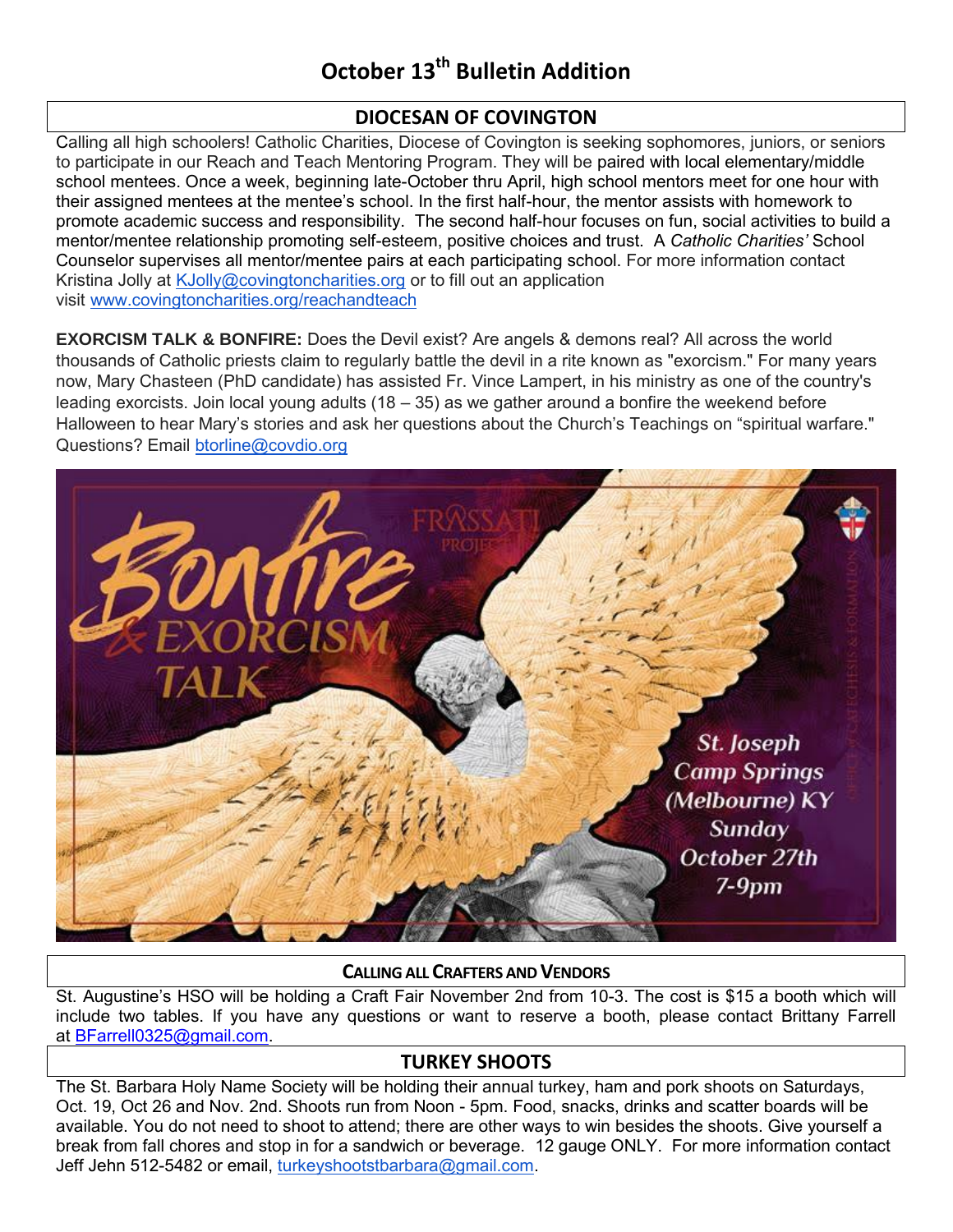# October 13th Bulletin Addition

## DIOCESAN OF COVINGTON

Calling all high schoolers! Catholic Charities, Diocese of Covington is seeking sophomores, juniors, or seniors to participate in our Reach and Teach Mentoring Program. They will be paired with local elementary/middle school mentees. Once a week, beginning late-October thru April, high school mentors meet for one hour with their assigned mentees at the mentee's school. In the first half-hour, the mentor assists with homework to promote academic success and responsibility. The second half-hour focuses on fun, social activities to build a mentor/mentee relationship promoting self-esteem, positive choices and trust. A *Catholic Charities'* School Counselor supervises all mentor/mentee pairs at each participating school. For more information contact Kristina Jolly at KJolly@covingtoncharities.org or to fill out an application visit www.covingtoncharities.org/reachandteach

**EXORCISM TALK & BONFIRE:** Does the Devil exist? Are angels & demons real? All across the world thousands of Catholic priests claim to regularly battle the devil in a rite known as "exorcism." For many years now, Mary Chasteen (PhD candidate) has assisted Fr. Vince Lampert, in his ministry as one of the country's leading exorcists. Join local young adults (18 – 35) as we gather around a bonfire the weekend before Halloween to hear Mary's stories and ask her questions about the Church's Teachings on "spiritual warfare." Questions? Email btorline@covdio.org

Bonfire & Exorcism Talk

St. Joseph Camp Springs (Melbourne) KY
Sunday October 27th
7-9pm

## CALLING ALL CRAFTERS AND VENDORS

St. Augustine's HSO will be holding a Craft Fair November 2nd from 10-3. The cost is $15 a booth which will include two tables. If you have any questions or want to reserve a booth, please contact Brittany Farrell at BFarrell0325@gmail.com.

## TURKEY SHOOTS

The St. Barbara Holy Name Society will be holding their annual turkey, ham and pork shoots on Saturdays, Oct. 19, Oct 26 and Nov. 2nd. Shoots run from Noon - 5pm. Food, snacks, drinks and scatter boards will be available. You do not need to shoot to attend; there are other ways to win besides the shoots. Give yourself a break from fall chores and stop in for a sandwich or beverage. 12 gauge ONLY. For more information contact Jeff Jehn 512-5482 or email, turkeyshootstbarbara@gmail.com.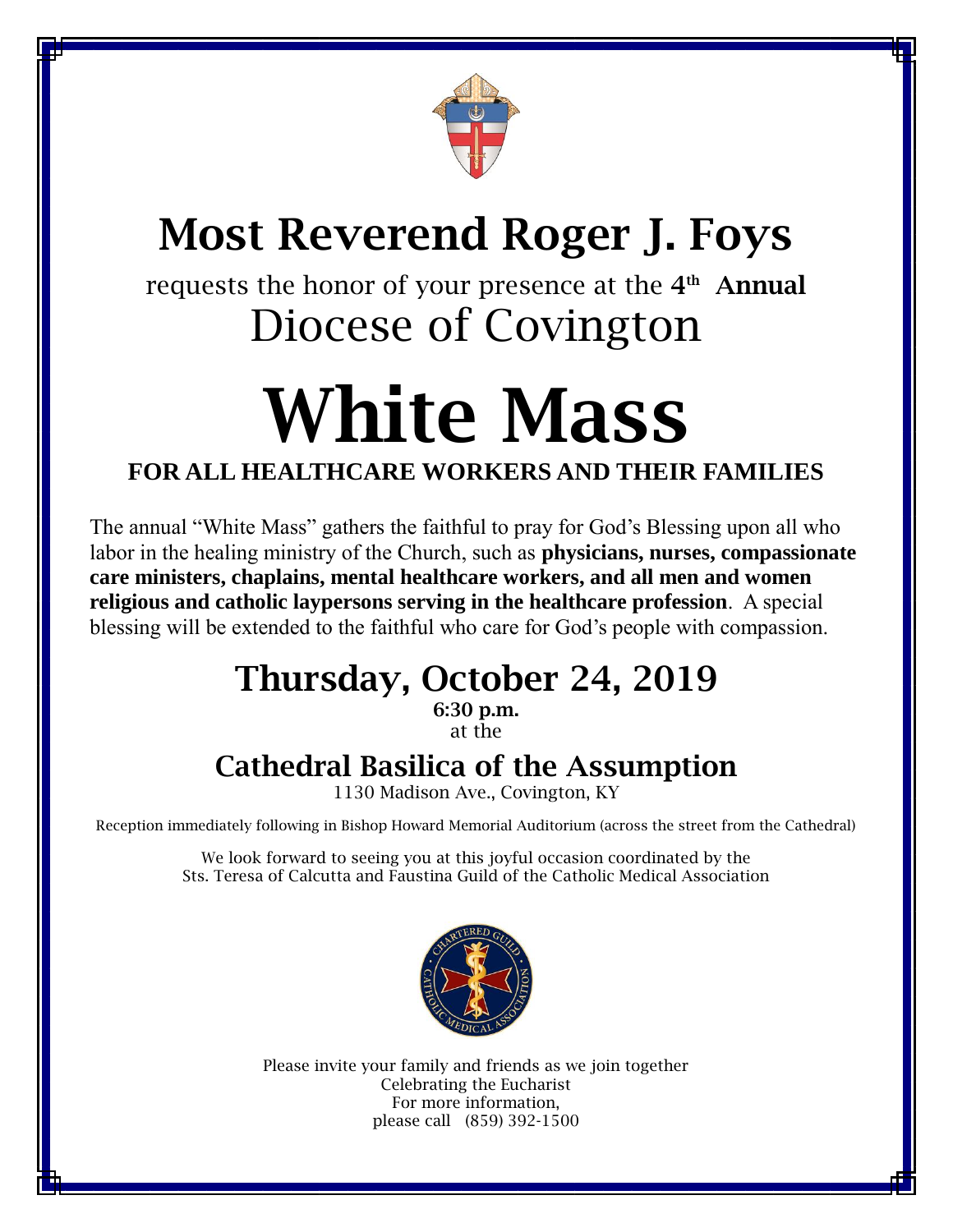# Most Reverend Roger J. Foys

requests the honor of your presence at the 4th **Annual**

## Diocese of Covington

# White Mass

**FOR ALL HEALTHCARE WORKERS AND THEIR FAMILIES**

The annual "White Mass" gathers the faithful to pray for God's Blessing upon all who labor in the healing ministry of the Church, such as **physicians, nurses, compassionate care ministers, chaplains, mental healthcare workers, and all men and women religious and catholic laypersons serving in the healthcare profession**. A special blessing will be extended to the faithful who care for God's people with compassion.

## Thursday, October 24, 2019

**6:30 p.m.**

at the

## Cathedral Basilica of the Assumption

1130 Madison Ave., Covington, KY

Reception immediately following in Bishop Howard Memorial Auditorium (across the street from the Cathedral)

We look forward to seeing you at this joyful occasion coordinated by the Sts. Teresa of Calcutta and Faustina Guild of the Catholic Medical Association

Please invite your family and friends as we join together
Celebrating the Eucharist
For more information,
please call (859) 392-1500